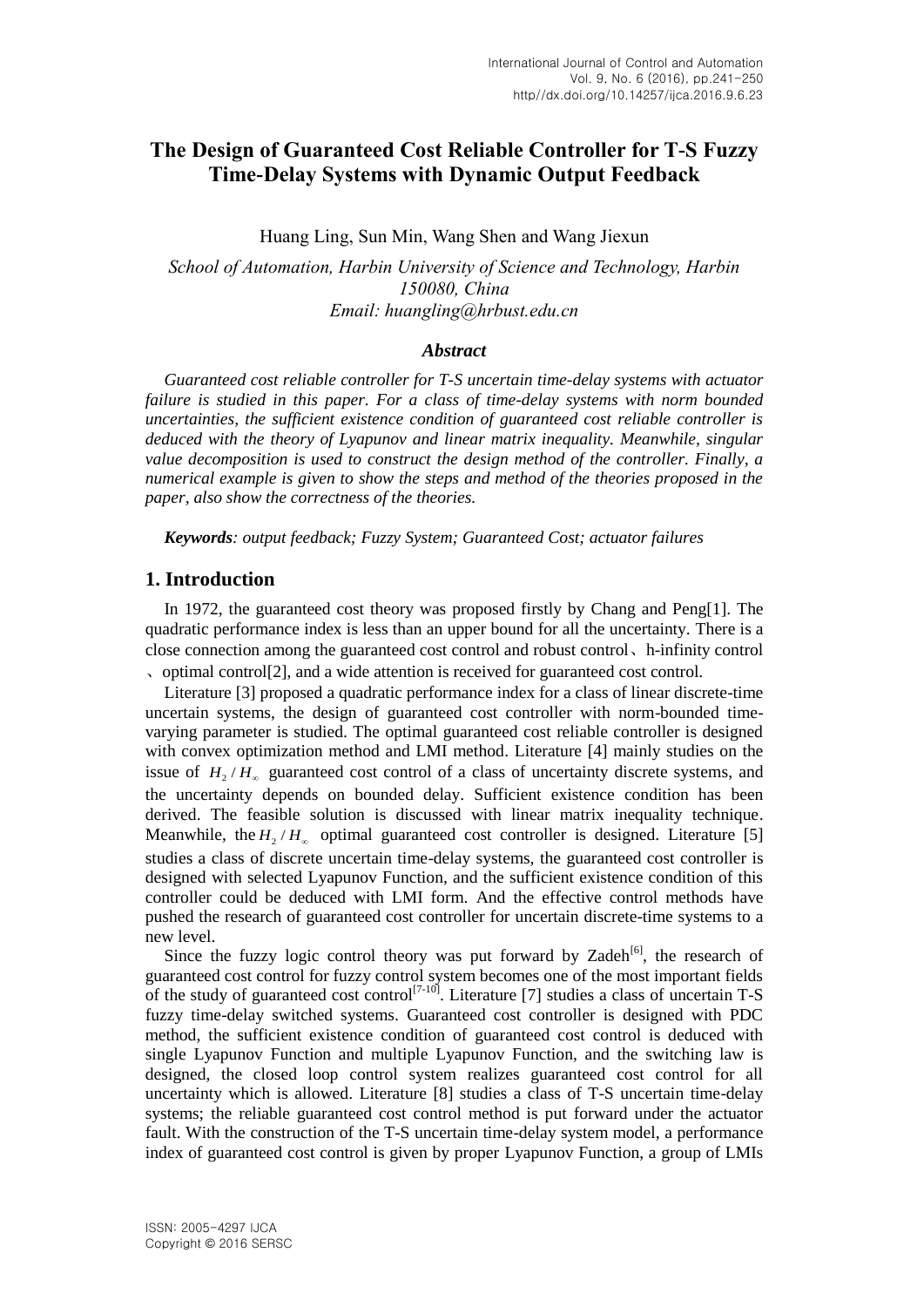# The Design of Guaranteed Cost Reliable Controller for T-S Fuzzy Time-Delay Systems with Dynamic Output Feedback

Huang Ling, Sun Min, Wang Shen and Wang Jiexun

*School of Automation, Harbin University of Science and Technology, Harbin 150080, China*
*Email: huangling@hrbust.edu.cn*

### *Abstract*

*Guaranteed cost reliable controller for T-S uncertain time-delay systems with actuator failure is studied in this paper. For a class of time-delay systems with norm bounded uncertainties, the sufficient existence condition of guaranteed cost reliable controller is deduced with the theory of Lyapunov and linear matrix inequality. Meanwhile, singular value decomposition is used to construct the design method of the controller. Finally, a numerical example is given to show the steps and method of the theories proposed in the paper, also show the correctness of the theories.*

***Keywords****: output feedback; Fuzzy System; Guaranteed Cost; actuator failures*

## 1. Introduction

In 1972, the guaranteed cost theory was proposed firstly by Chang and Peng[1]. The quadratic performance index is less than an upper bound for all the uncertainty. There is a close connection among the guaranteed cost control and robust control、h-infinity control、optimal control[2], and a wide attention is received for guaranteed cost control.

Literature [3] proposed a quadratic performance index for a class of linear discrete-time uncertain systems, the design of guaranteed cost controller with norm-bounded time-varying parameter is studied. The optimal guaranteed cost reliable controller is designed with convex optimization method and LMI method. Literature [4] mainly studies on the issue of $H_2/H_\infty$ guaranteed cost control of a class of uncertainty discrete systems, and the uncertainty depends on bounded delay. Sufficient existence condition has been derived. The feasible solution is discussed with linear matrix inequality technique. Meanwhile, the $H_2/H_\infty$ optimal guaranteed cost controller is designed. Literature [5] studies a class of discrete uncertain time-delay systems, the guaranteed cost controller is designed with selected Lyapunov Function, and the sufficient existence condition of this controller could be deduced with LMI form. And the effective control methods have pushed the research of guaranteed cost controller for uncertain discrete-time systems to a new level.

Since the fuzzy logic control theory was put forward by Zadeh[6], the research of guaranteed cost control for fuzzy control system becomes one of the most important fields of the study of guaranteed cost control[7-10]. Literature [7] studies a class of uncertain T-S fuzzy time-delay switched systems. Guaranteed cost controller is designed with PDC method, the sufficient existence condition of guaranteed cost control is deduced with single Lyapunov Function and multiple Lyapunov Function, and the switching law is designed, the closed loop control system realizes guaranteed cost control for all uncertainty which is allowed. Literature [8] studies a class of T-S uncertain time-delay systems; the reliable guaranteed cost control method is put forward under the actuator fault. With the construction of the T-S uncertain time-delay system model, a performance index of guaranteed cost control is given by proper Lyapunov Function, a group of LMIs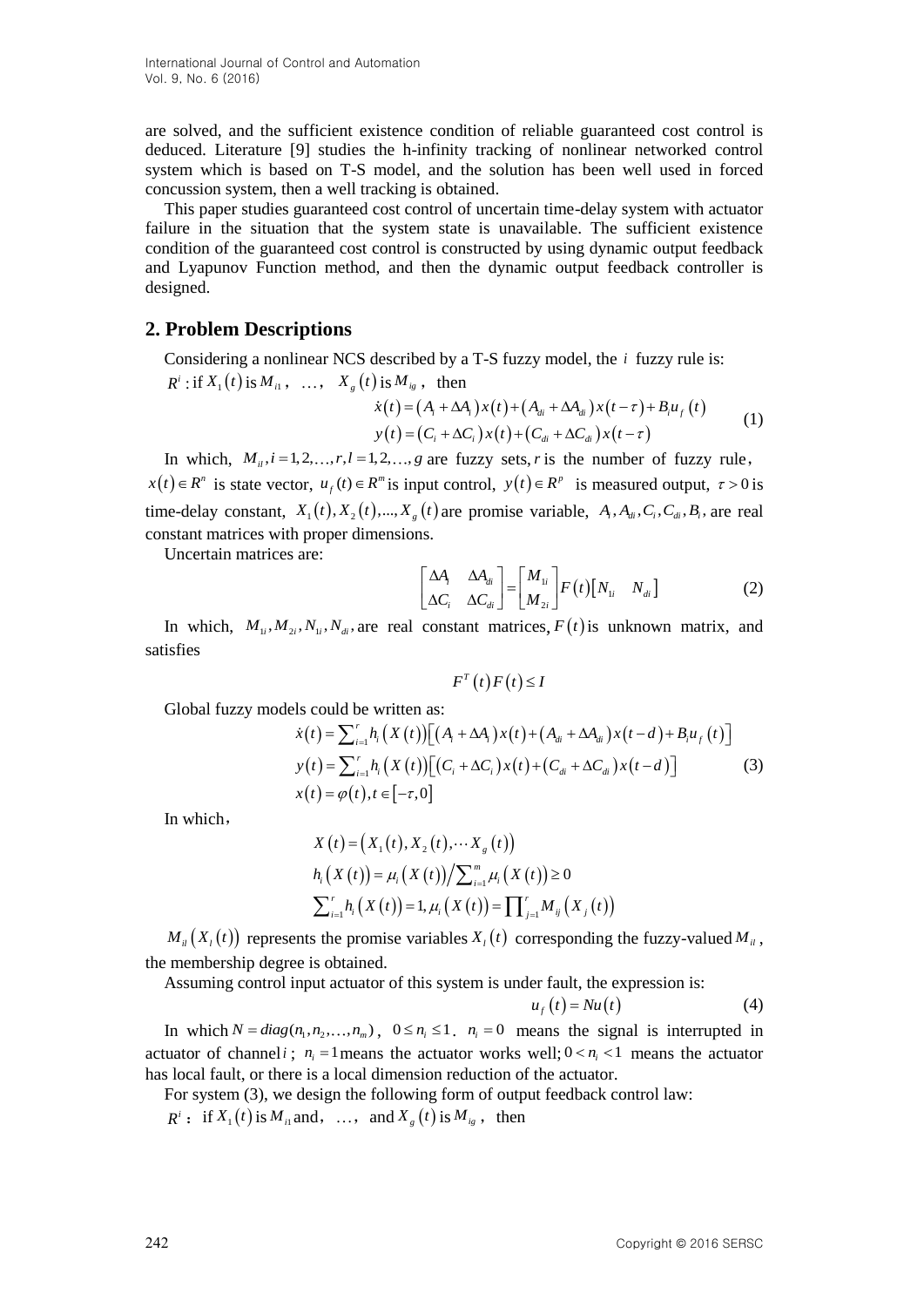are solved, and the sufficient existence condition of reliable guaranteed cost control is deduced. Literature [9] studies the h-infinity tracking of nonlinear networked control system which is based on T-S model, and the solution has been well used in forced concussion system, then a well tracking is obtained.

This paper studies guaranteed cost control of uncertain time-delay system with actuator failure in the situation that the system state is unavailable. The sufficient existence condition of the guaranteed cost control is constructed by using dynamic output feedback and Lyapunov Function method, and then the dynamic output feedback controller is designed.

## 2. Problem Descriptions

Considering a nonlinear NCS described by a T-S fuzzy model, the $i$ fuzzy rule is:

$R^i$ : if $X_1(t)$ is $M_{i1}$ , …, $X_g(t)$ is $M_{ig}$ , then

$$\begin{aligned} \dot{x}(t) &= (A_i + \Delta A_i)x(t) + (A_{di} + \Delta A_{di})x(t-\tau) + B_i u_f(t) \\ y(t) &= (C_i + \Delta C_i)x(t) + (C_{di} + \Delta C_{di})x(t-\tau) \end{aligned} \tag{1}$$

In which, $M_{il}, i = 1,2,\ldots,r, l = 1,2,\ldots,g$ are fuzzy sets, $r$ is the number of fuzzy rule, $x(t) \in R^n$ is state vector, $u_f(t) \in R^m$ is input control, $y(t) \in R^p$ is measured output, $\tau > 0$ is time-delay constant, $X_1(t), X_2(t),\ldots, X_g(t)$ are promise variable, $A_i, A_{di}, C_i, C_{di}, B_i$, are real constant matrices with proper dimensions.

Uncertain matrices are:

$$\begin{bmatrix} \Delta A_i & \Delta A_{di} \\ \Delta C_i & \Delta C_{di} \end{bmatrix} = \begin{bmatrix} M_{1i} \\ M_{2i} \end{bmatrix} F(t) \begin{bmatrix} N_{1i} & N_{di} \end{bmatrix} \tag{2}$$

In which, $M_{1i}, M_{2i}, N_{1i}, N_{di}$, are real constant matrices, $F(t)$ is unknown matrix, and satisfies

$$F^T(t)F(t) \le I$$

Global fuzzy models could be written as:

$$\begin{aligned} \dot{x}(t) &= \sum_{i=1}^{r} h_i(X(t)) \left[ (A_i + \Delta A_i)x(t) + (A_{di} + \Delta A_{di})x(t-d) + B_i u_f(t) \right] \\ y(t) &= \sum_{i=1}^{r} h_i(X(t)) \left[ (C_i + \Delta C_i)x(t) + (C_{di} + \Delta C_{di})x(t-d) \right] \\ x(t) &= \varphi(t), t \in [-\tau, 0] \end{aligned} \tag{3}$$

In which,

$$\begin{aligned} &X(t) = (X_1(t), X_2(t), \cdots X_g(t)) \\ &h_i(X(t)) = \mu_i(X(t)) \Big/ \sum_{i=1}^{m} \mu_i(X(t)) \ge 0 \\ &\sum_{i=1}^{r} h_i(X(t)) = 1, \mu_i(X(t)) = \prod_{j=1}^{r} M_{ij}(X_j(t)) \end{aligned}$$

$M_{il}(X_l(t))$ represents the promise variables $X_l(t)$ corresponding the fuzzy-valued $M_{il}$, the membership degree is obtained.

Assuming control input actuator of this system is under fault, the expression is:

$$u_f(t) = Nu(t) \tag{4}$$

In which $N = diag(n_1, n_2, \ldots, n_m)$, $0 \le n_i \le 1$. $n_i = 0$ means the signal is interrupted in actuator of channel $i$ ; $n_i = 1$ means the actuator works well; $0 < n_i < 1$ means the actuator has local fault, or there is a local dimension reduction of the actuator.

For system (3), we design the following form of output feedback control law:

$R^i$ : if $X_1(t)$ is $M_{i1}$ and, …, and $X_g(t)$ is $M_{ig}$ , then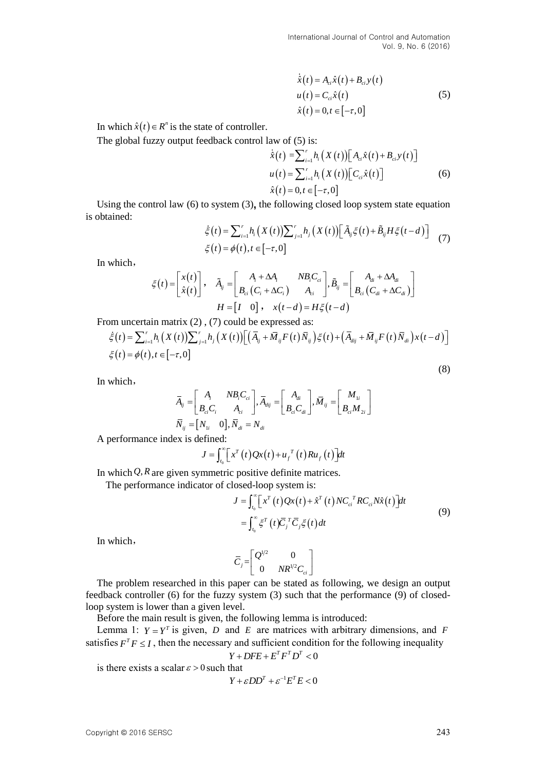$$
\begin{aligned}
\dot{\hat{x}}(t) &= A_{ci}\hat{x}(t) + B_{ci}y(t) \\
u(t) &= C_{ci}\hat{x}(t) \\
\hat{x}(t) &= 0, t \in [-\tau, 0]
\end{aligned}
\tag{5}
$$

In which $\hat{x}(t) \in R^n$ is the state of controller.

The global fuzzy output feedback control law of (5) is:

$$
\begin{aligned}
\dot{\hat{x}}(t) &= \sum_{i=1}^{r} h_i(X(t))\left[A_{ci}\hat{x}(t) + B_{ci}y(t)\right] \\
u(t) &= \sum_{i=1}^{r} h_i(X(t))\left[C_{ci}\hat{x}(t)\right] \\
\hat{x}(t) &= 0, t \in [-\tau, 0]
\end{aligned}
\tag{6}
$$

Using the control law (6) to system (3), the following closed loop system state equation is obtained:

$$
\begin{aligned}
\dot{\xi}(t) &= \sum_{i=1}^{r} h_i(X(t)) \sum_{j=1}^{r} h_j(X(t))\left[\tilde{A}_{ij}\xi(t) + \tilde{B}_{ij}H\xi(t-d)\right] \\
\xi(t) &= \phi(t), t \in [-\tau, 0]
\end{aligned}
\tag{7}
$$

In which,

$$
\xi(t) = \begin{bmatrix} x(t) \\ \hat{x}(t) \end{bmatrix}, \quad \tilde{A}_{ij} = \begin{bmatrix} A_i + \Delta A_i & NB_iC_{ci} \\ B_{ci}(C_i + \Delta C_i) & A_{ci} \end{bmatrix}, \tilde{B}_{ij} = \begin{bmatrix} A_{di} + \Delta A_{di} \\ B_{ci}(C_{di} + \Delta C_{di}) \end{bmatrix}
$$

$$
H = \begin{bmatrix} I & 0 \end{bmatrix}, \quad x(t-d) = H\xi(t-d)
$$

From uncertain matrix (2) , (7) could be expressed as:

$$
\begin{aligned}
\dot{\xi}(t) &= \sum_{i=1}^{r} h_i(X(t)) \sum_{j=1}^{r} h_j(X(t))\left[\left(\bar{A}_{ij} + \bar{M}_{ij}F(t)\bar{N}_{ij}\right)\xi(t) + \left(\bar{A}_{dij} + \bar{M}_{ij}F(t)\bar{N}_{di}\right)x(t-d)\right] \\
\xi(t) &= \phi(t), t \in [-\tau, 0]
\end{aligned}
\tag{8}
$$

In which,

$$
\bar{A}_{ij} = \begin{bmatrix} A_i & NB_iC_{ci} \\ B_{ci}C_i & A_{ci} \end{bmatrix}, \bar{A}_{dij} = \begin{bmatrix} A_{di} \\ B_{ci}C_{di} \end{bmatrix}, \bar{M}_{ij} = \begin{bmatrix} M_{1i} \\ B_{ci}M_{2i} \end{bmatrix}
$$

$$
\bar{N}_{ij} = \begin{bmatrix} N_{1i} & 0 \end{bmatrix}, \bar{N}_{di} = N_{di}
$$

A performance index is defined:

$$
J = \int_{t_0}^{\infty} \left[x^T(t)Qx(t) + u_f^{\,T}(t)Ru_f(t)\right]dt
$$

In which $Q, R$ are given symmetric positive definite matrices.

The performance indicator of closed-loop system is:

$$
\begin{aligned}
J &= \int_{t_0}^{\infty} \left[x^T(t)Qx(t) + \hat{x}^T(t)NC_{ci}^{\;T}RC_{ci}N\hat{x}(t)\right]dt \\
&= \int_{t_0}^{\infty} \xi^T(t)\bar{C}_j^{\;T}\bar{C}_j\xi(t)\,dt
\end{aligned}
\tag{9}
$$

In which,

$$
\bar{C}_j = \begin{bmatrix} Q^{1/2} & 0 \\ 0 & NR^{1/2}C_{ci} \end{bmatrix}
$$

The problem researched in this paper can be stated as following, we design an output feedback controller (6) for the fuzzy system (3) such that the performance (9) of closed-loop system is lower than a given level.

Before the main result is given, the following lemma is introduced:

Lemma 1: $Y = Y^T$ is given, $D$ and $E$ are matrices with arbitrary dimensions, and $F$ satisfies $F^TF \le I$, then the necessary and sufficient condition for the following inequality

$$
Y + DFE + E^TF^TD^T < 0
$$

is there exists a scalar $\varepsilon > 0$ such that

$$
Y + \varepsilon DD^T + \varepsilon^{-1}E^TE < 0
$$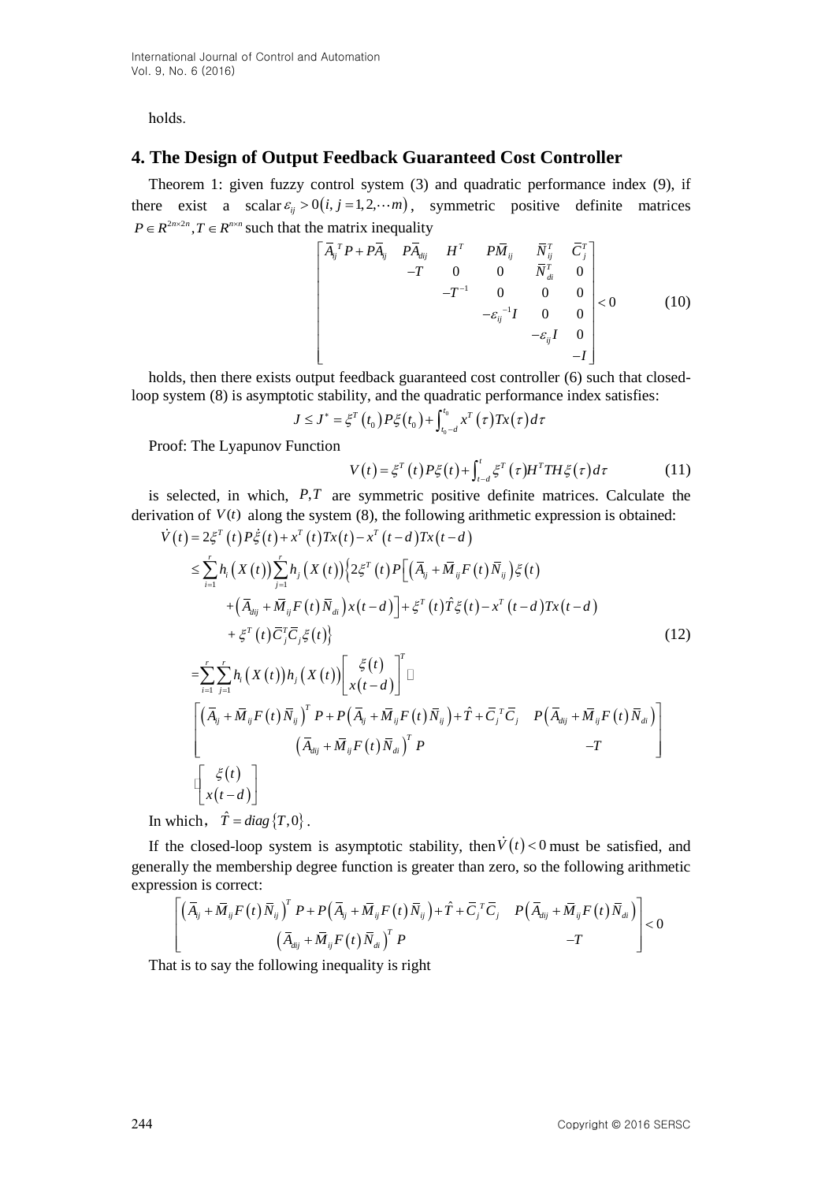holds.

## 4. The Design of Output Feedback Guaranteed Cost Controller

Theorem 1: given fuzzy control system (3) and quadratic performance index (9), if there exist a scalar $\varepsilon_{ij} > 0(i, j = 1, 2, \cdots m)$, symmetric positive definite matrices $P \in R^{2n \times 2n}, T \in R^{n \times n}$ such that the matrix inequality

$$
\begin{bmatrix}
\bar{A}_{ij}{}^T P + P\bar{A}_{ij} & P\bar{A}_{dij} & H^T & P\bar{M}_{ij} & \bar{N}_{ij}^T & \bar{C}_j^T \\
 & -T & 0 & 0 & \bar{N}_{di}^T & 0 \\
 & & -T^{-1} & 0 & 0 & 0 \\
 & & & -\varepsilon_{ij}{}^{-1} I & 0 & 0 \\
 & & & & -\varepsilon_{ij} I & 0 \\
 & & & & & -I
\end{bmatrix} < 0 \tag{10}
$$

holds, then there exists output feedback guaranteed cost controller (6) such that closed-loop system (8) is asymptotic stability, and the quadratic performance index satisfies:

$$
J \le J^* = \xi^T(t_0) P \xi(t_0) + \int_{t_0 - d}^{t_0} x^T(\tau) T x(\tau) d\tau
$$

Proof: The Lyapunov Function

$$
V(t) = \xi^T(t) P \xi(t) + \int_{t-d}^{t} \xi^T(\tau) H^T T H \xi(\tau) d\tau \tag{11}
$$

is selected, in which, $P, T$ are symmetric positive definite matrices. Calculate the derivation of $V(t)$ along the system (8), the following arithmetic expression is obtained:

$$
\begin{aligned}
\dot{V}(t) &= 2\xi^T(t) P \dot{\xi}(t) + x^T(t) T x(t) - x^T(t-d) T x(t-d) \\
&\le \sum_{i=1}^{r} h_i(X(t)) \sum_{j=1}^{r} h_j(X(t)) \Big\{ 2\xi^T(t) P \Big[ \big(\bar{A}_{ij} + \bar{M}_{ij} F(t) \bar{N}_{ij}\big) \xi(t) \\
&\quad + \big(\bar{A}_{dij} + \bar{M}_{ij} F(t) \bar{N}_{di}\big) x(t-d) \Big] + \xi^T(t) \hat{T} \xi(t) - x^T(t-d) T x(t-d) \\
&\quad + \xi^T(t) \bar{C}_j^T \bar{C}_j \xi(t) \Big\} \\
&= \sum_{i=1}^{r} \sum_{j=1}^{r} h_i(X(t)) h_j(X(t)) \begin{bmatrix} \xi(t) \\ x(t-d) \end{bmatrix}^T \cdot \\
&\quad \begin{bmatrix} \big(\bar{A}_{ij} + \bar{M}_{ij} F(t) \bar{N}_{ij}\big)^T P + P\big(\bar{A}_{ij} + \bar{M}_{ij} F(t) \bar{N}_{ij}\big) + \hat{T} + \bar{C}_j{}^T \bar{C}_j & P\big(\bar{A}_{dij} + \bar{M}_{ij} F(t) \bar{N}_{di}\big) \\ \big(\bar{A}_{dij} + \bar{M}_{ij} F(t) \bar{N}_{di}\big)^T P & -T \end{bmatrix} \\
&\quad \cdot \begin{bmatrix} \xi(t) \\ x(t-d) \end{bmatrix}
\end{aligned} \tag{12}
$$

In which, $\hat{T} = diag\{T, 0\}$.

If the closed-loop system is asymptotic stability, then $\dot{V}(t) < 0$ must be satisfied, and generally the membership degree function is greater than zero, so the following arithmetic expression is correct:

$$
\begin{bmatrix} \big(\bar{A}_{ij} + \bar{M}_{ij} F(t) \bar{N}_{ij}\big)^T P + P\big(\bar{A}_{ij} + \bar{M}_{ij} F(t) \bar{N}_{ij}\big) + \hat{T} + \bar{C}_j{}^T \bar{C}_j & P\big(\bar{A}_{dij} + \bar{M}_{ij} F(t) \bar{N}_{di}\big) \\ \big(\bar{A}_{dij} + \bar{M}_{ij} F(t) \bar{N}_{di}\big)^T P & -T \end{bmatrix} < 0
$$

That is to say the following inequality is right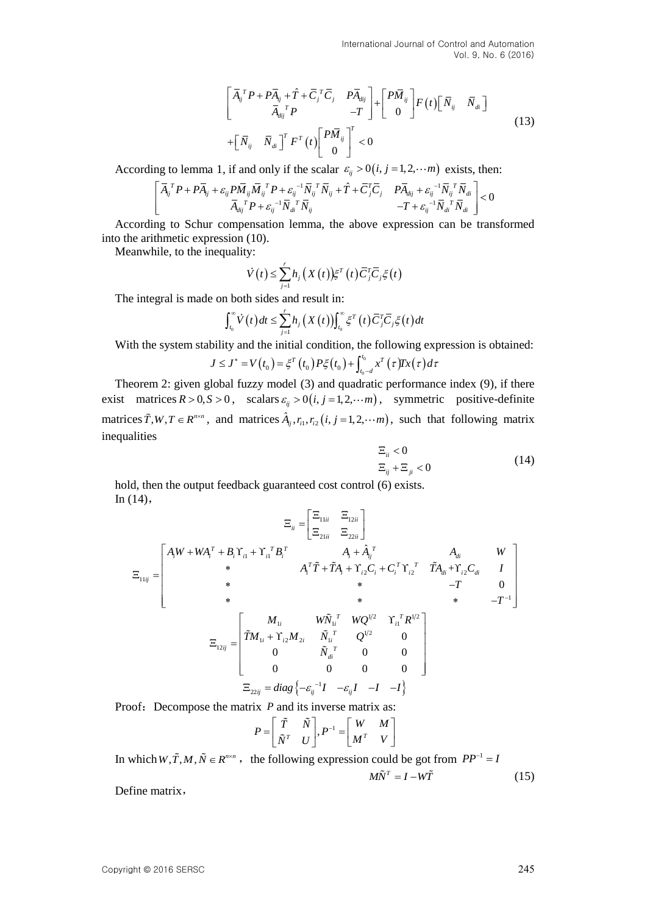$$\begin{bmatrix} \bar{A}_{ij}{}^T P + P\bar{A}_{ij} + \hat{T} + \bar{C}_j{}^T \bar{C}_j & P\bar{A}_{dij} \\ \bar{A}_{dij}{}^T P & -T \end{bmatrix} + \begin{bmatrix} P\bar{M}_{ij} \\ 0 \end{bmatrix} F(t) \begin{bmatrix} \bar{N}_{ij} & \bar{N}_{di} \end{bmatrix}$$
$$+ \begin{bmatrix} \bar{N}_{ij} & \bar{N}_{di} \end{bmatrix}^T F^T(t) \begin{bmatrix} P\bar{M}_{ij} \\ 0 \end{bmatrix}^T < 0 \tag{13}$$

According to lemma 1, if and only if the scalar $\varepsilon_{ij} > 0 (i, j = 1, 2, \cdots m)$ exists, then:

$$\begin{bmatrix} \bar{A}_{ij}{}^T P + P\bar{A}_{ij} + \varepsilon_{ij} P\bar{M}_{ij}\bar{M}_{ij}{}^T P + \varepsilon_{ij}{}^{-1}\bar{N}_{ij}{}^T\bar{N}_{ij} + \hat{T} + \bar{C}_j^T\bar{C}_j & P\bar{A}_{dij} + \varepsilon_{ij}{}^{-1}\bar{N}_{ij}{}^T\bar{N}_{di} \\ \bar{A}_{dij}{}^T P + \varepsilon_{ij}{}^{-1}\bar{N}_{di}{}^T\bar{N}_{ij} & -T + \varepsilon_{ij}{}^{-1}\bar{N}_{di}{}^T\bar{N}_{di} \end{bmatrix} < 0$$

According to Schur compensation lemma, the above expression can be transformed into the arithmetic expression (10).

Meanwhile, to the inequality:

$$\dot{V}(t) \le \sum_{j=1}^{r} h_j(X(t))\xi^T(t)\bar{C}_j^T\bar{C}_j\xi(t)$$

The integral is made on both sides and result in:

$$\int_{t_0}^{\infty} \dot{V}(t)dt \le \sum_{j=1}^{r} h_j(X(t))\int_{t_0}^{\infty} \xi^T(t)\bar{C}_j^T\bar{C}_j\xi(t)dt$$

With the system stability and the initial condition, the following expression is obtained:

$$J \le J^* = V(t_0) = \xi^T(t_0)P\xi(t_0) + \int_{t_0-d}^{t_0} x^T(\tau)Tx(\tau)d\tau$$

Theorem 2: given global fuzzy model (3) and quadratic performance index (9), if there exist matrices $R > 0, S > 0$, scalars $\varepsilon_{ij} > 0 (i, j = 1, 2, \cdots m)$, symmetric positive-definite matrices $\tilde{T}, W, T \in R^{n \times n}$, and matrices $\hat{A}_{ij}, r_{i1}, r_{i2} (i, j = 1, 2, \cdots m)$, such that following matrix inequalities

$$\begin{aligned} \Xi_{ii} &< 0 \\ \Xi_{ij} + \Xi_{ji} &< 0 \end{aligned} \tag{14}$$

hold, then the output feedback guaranteed cost control (6) exists.

In (14),

$$\Xi_{ii} = \begin{bmatrix} \Xi_{11ii} & \Xi_{12ii} \\ \Xi_{21ii} & \Xi_{22ii} \end{bmatrix}$$

$$\Xi_{11ij} = \begin{bmatrix} A_i W + W A_i^T + B_i \Upsilon_{i1} + \Upsilon_{i1}{}^T B_i^T & A_i + \hat{A}_{ij}{}^T & A_{di} & W \\ * & A_i^T\tilde{T} + \tilde{T}A_i + \Upsilon_{i2}C_i + C_i{}^T\Upsilon_{i2}{}^T & \tilde{T}A_{di} + \Upsilon_{i2}C_{di} & I \\ * & * & -T & 0 \\ * & * & * & -T^{-1} \end{bmatrix}$$

$$\Xi_{12ij} = \begin{bmatrix} M_{1i} & W\tilde{N}_{1i}{}^T & WQ^{1/2} & \Upsilon_{i1}{}^T R^{1/2} \\ \tilde{T}M_{1i} + \Upsilon_{i2}M_{2i} & \tilde{N}_{1i}{}^T & Q^{1/2} & 0 \\ 0 & \tilde{N}_{di}{}^T & 0 & 0 \\ 0 & 0 & 0 & 0 \end{bmatrix}$$

$$\Xi_{22ij} = diag\left\{-\varepsilon_{ij}{}^{-1}I \quad -\varepsilon_{ij}I \quad -I \quad -I\right\}$$

Proof: Decompose the matrix $P$ and its inverse matrix as:

$$P = \begin{bmatrix} \tilde{T} & \tilde{N} \\ \tilde{N}^T & U \end{bmatrix}, P^{-1} = \begin{bmatrix} W & M \\ M^T & V \end{bmatrix}$$

In which $W, \tilde{T}, M, \tilde{N} \in R^{n \times n}$, the following expression could be got from $PP^{-1} = I$

$$M\tilde{N}^T = I - W\tilde{T} \tag{15}$$

Define matrix,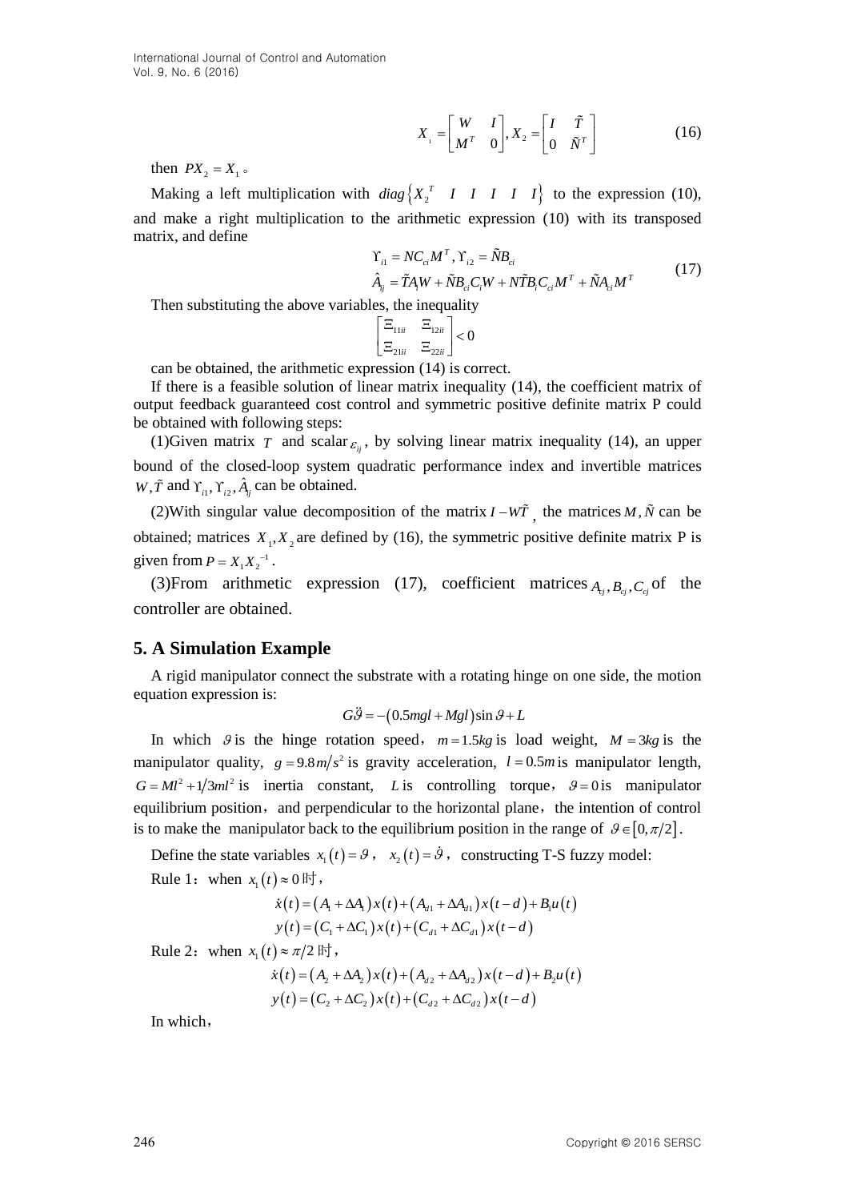$$X_1 = \begin{bmatrix} W & I \\ M^T & 0 \end{bmatrix}, X_2 = \begin{bmatrix} I & \tilde{T} \\ 0 & \tilde{N}^T \end{bmatrix} \tag{16}$$

then $PX_2 = X_1$。

Making a left multiplication with $diag\{X_2^T \quad I \quad I \quad I \quad I \quad I\}$ to the expression (10), and make a right multiplication to the arithmetic expression (10) with its transposed matrix, and define

$$\begin{aligned} &\Upsilon_{i1} = NC_{ci}M^T, \Upsilon_{i2} = \tilde{N}B_{ci} \\ &\hat{A}_{ij} = \tilde{T}A_i W + \tilde{N}B_{ci}C_i W + N\tilde{T}B_i C_{ci} M^T + \tilde{N}A_{ci} M^T \end{aligned} \tag{17}$$

Then substituting the above variables, the inequality

$$\begin{bmatrix} \Xi_{11ii} & \Xi_{12ii} \\ \Xi_{21ii} & \Xi_{22ii} \end{bmatrix} < 0$$

can be obtained, the arithmetic expression (14) is correct.

If there is a feasible solution of linear matrix inequality (14), the coefficient matrix of output feedback guaranteed cost control and symmetric positive definite matrix P could be obtained with following steps:

(1)Given matrix $T$ and scalar $\varepsilon_{ij}$, by solving linear matrix inequality (14), an upper bound of the closed-loop system quadratic performance index and invertible matrices $W, \tilde{T}$ and $\Upsilon_{i1}, \Upsilon_{i2}, \hat{A}_{ij}$ can be obtained.

(2)With singular value decomposition of the matrix $I - W\tilde{T}$, the matrices $M, \tilde{N}$ can be obtained; matrices $X_1, X_2$ are defined by (16), the symmetric positive definite matrix P is given from $P = X_1 X_2^{-1}$.

(3)From arithmetic expression (17), coefficient matrices $A_{cj}, B_{cj}, C_{cj}$ of the controller are obtained.

## 5. A Simulation Example

A rigid manipulator connect the substrate with a rotating hinge on one side, the motion equation expression is:

$$G\ddot{\vartheta} = -(0.5mgl + Mgl)\sin\vartheta + L$$

In which $\vartheta$ is the hinge rotation speed，$m = 1.5kg$ is load weight, $M = 3kg$ is the manipulator quality, $g = 9.8m/s^2$ is gravity acceleration, $l = 0.5m$ is manipulator length, $G = Ml^2 + 1/3ml^2$ is inertia constant, $L$ is controlling torque，$\vartheta = 0$ is manipulator equilibrium position，and perpendicular to the horizontal plane，the intention of control is to make the manipulator back to the equilibrium position in the range of $\vartheta \in [0, \pi/2]$.

Define the state variables $x_1(t) = \vartheta$， $x_2(t) = \dot{\vartheta}$， constructing T-S fuzzy model:

Rule 1：when $x_1(t) \approx 0$ 时，

$$\begin{aligned} \dot{x}(t) &= (A_1 + \Delta A_1)x(t) + (A_{d1} + \Delta A_{d1})x(t-d) + B_1 u(t) \\ y(t) &= (C_1 + \Delta C_1)x(t) + (C_{d1} + \Delta C_{d1})x(t-d) \end{aligned}$$

Rule 2：when $x_1(t) \approx \pi/2$ 时，

$$\begin{aligned} \dot{x}(t) &= (A_2 + \Delta A_2)x(t) + (A_{d2} + \Delta A_{d2})x(t-d) + B_2 u(t) \\ y(t) &= (C_2 + \Delta C_2)x(t) + (C_{d2} + \Delta C_{d2})x(t-d) \end{aligned}$$

In which，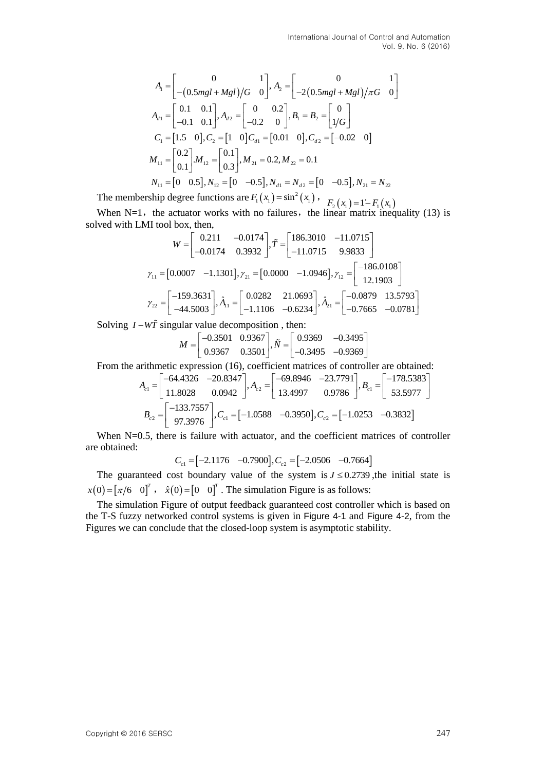$$A_1 = \begin{bmatrix} 0 & 1 \\ -(0.5mgl + Mgl)/G & 0 \end{bmatrix}, A_2 = \begin{bmatrix} 0 & 1 \\ -2(0.5mgl + Mgl)/\pi G & 0 \end{bmatrix}$$

$$A_{d1} = \begin{bmatrix} 0.1 & 0.1 \\ -0.1 & 0.1 \end{bmatrix}, A_{d2} = \begin{bmatrix} 0 & 0.2 \\ -0.2 & 0 \end{bmatrix}, B_1 = B_2 = \begin{bmatrix} 0 \\ 1/G \end{bmatrix}$$

$$C_1 = \begin{bmatrix} 1.5 & 0 \end{bmatrix}, C_2 = \begin{bmatrix} 1 & 0 \end{bmatrix} C_{d1} = \begin{bmatrix} 0.01 & 0 \end{bmatrix}, C_{d2} = \begin{bmatrix} -0.02 & 0 \end{bmatrix}$$

$$M_{11} = \begin{bmatrix} 0.2 \\ 0.1 \end{bmatrix}. M_{12} = \begin{bmatrix} 0.1 \\ 0.3 \end{bmatrix}, M_{21} = 0.2, M_{22} = 0.1$$

$$N_{11} = \begin{bmatrix} 0 & 0.5 \end{bmatrix}, N_{12} = \begin{bmatrix} 0 & -0.5 \end{bmatrix}, N_{d1} = N_{d2} = \begin{bmatrix} 0 & -0.5 \end{bmatrix}, N_{21} = N_{22}$$

The membership degree functions are $F_1(x_1) = \sin^2(x_1)$ , $F_2(x_1) = 1 - F_1(x_1)$

When N=1, the actuator works with no failures, the linear matrix inequality (13) is solved with LMI tool box, then,

$$W = \begin{bmatrix} 0.211 & -0.0174 \\ -0.0174 & 0.3932 \end{bmatrix}, \tilde{T} = \begin{bmatrix} 186.3010 & -11.0715 \\ -11.0715 & 9.9833 \end{bmatrix}$$

$$\gamma_{11} = \begin{bmatrix} 0.0007 & -1.1301 \end{bmatrix}, \gamma_{21} = \begin{bmatrix} 0.0000 & -1.0946 \end{bmatrix}, \gamma_{12} = \begin{bmatrix} -186.0108 \\ 12.1903 \end{bmatrix}$$

$$\gamma_{22} = \begin{bmatrix} -159.3631 \\ -44.5003 \end{bmatrix}, \hat{A}_{11} = \begin{bmatrix} 0.0282 & 21.0693 \\ -1.1106 & -0.6234 \end{bmatrix}, \hat{A}_{21} = \begin{bmatrix} -0.0879 & 13.5793 \\ -0.7665 & -0.0781 \end{bmatrix}$$

Solving $I - W\tilde{T}$ singular value decomposition , then:

$$M = \begin{bmatrix} -0.3501 & 0.9367 \\ 0.9367 & 0.3501 \end{bmatrix}, \tilde{N} = \begin{bmatrix} 0.9369 & -0.3495 \\ -0.3495 & -0.9369 \end{bmatrix}$$

From the arithmetic expression (16), coefficient matrices of controller are obtained:

$$A_{c1} = \begin{bmatrix} -64.4326 & -20.8347 \\ 11.8028 & 0.0942 \end{bmatrix}, A_{c2} = \begin{bmatrix} -69.8946 & -23.7791 \\ 13.4997 & 0.9786 \end{bmatrix}, B_{c1} = \begin{bmatrix} -178.5383 \\ 53.5977 \end{bmatrix}$$

$$B_{c2} = \begin{bmatrix} -133.7557 \\ 97.3976 \end{bmatrix}, C_{c1} = \begin{bmatrix} -1.0588 & -0.3950 \end{bmatrix}, C_{c2} = \begin{bmatrix} -1.0253 & -0.3832 \end{bmatrix}$$

When N=0.5, there is failure with actuator, and the coefficient matrices of controller are obtained:

$$C_{c1} = \begin{bmatrix} -2.1176 & -0.7900 \end{bmatrix}, C_{c2} = \begin{bmatrix} -2.0506 & -0.7664 \end{bmatrix}$$

The guaranteed cost boundary value of the system is $J \le 0.2739$ ,the initial state is $x(0) = \begin{bmatrix} \pi/6 & 0 \end{bmatrix}^T$ , $\hat{x}(0) = \begin{bmatrix} 0 & 0 \end{bmatrix}^T$ . The simulation Figure is as follows:

The simulation Figure of output feedback guaranteed cost controller which is based on the T-S fuzzy networked control systems is given in Figure 4-1 and Figure 4-2, from the Figures we can conclude that the closed-loop system is asymptotic stability.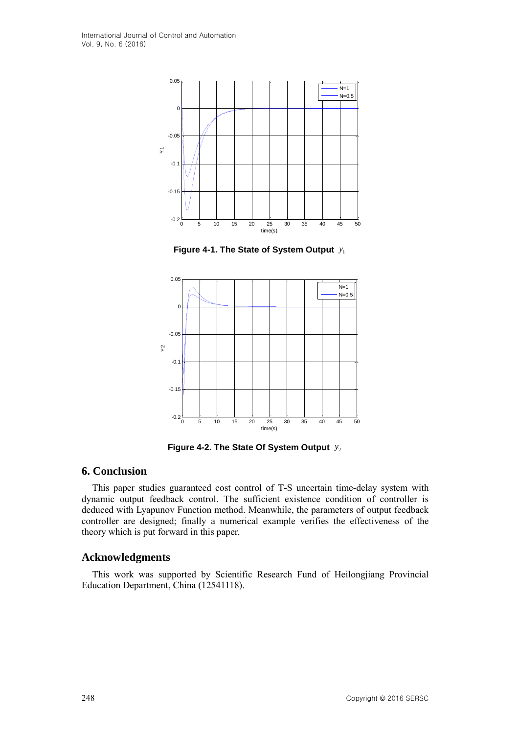Figure 4-1. The State of System Output $y_1$

Figure 4-2. The State Of System Output $y_2$

## 6. Conclusion

This paper studies guaranteed cost control of T-S uncertain time-delay system with dynamic output feedback control. The sufficient existence condition of controller is deduced with Lyapunov Function method. Meanwhile, the parameters of output feedback controller are designed; finally a numerical example verifies the effectiveness of the theory which is put forward in this paper.

## Acknowledgments

This work was supported by Scientific Research Fund of Heilongjiang Provincial Education Department, China (12541118).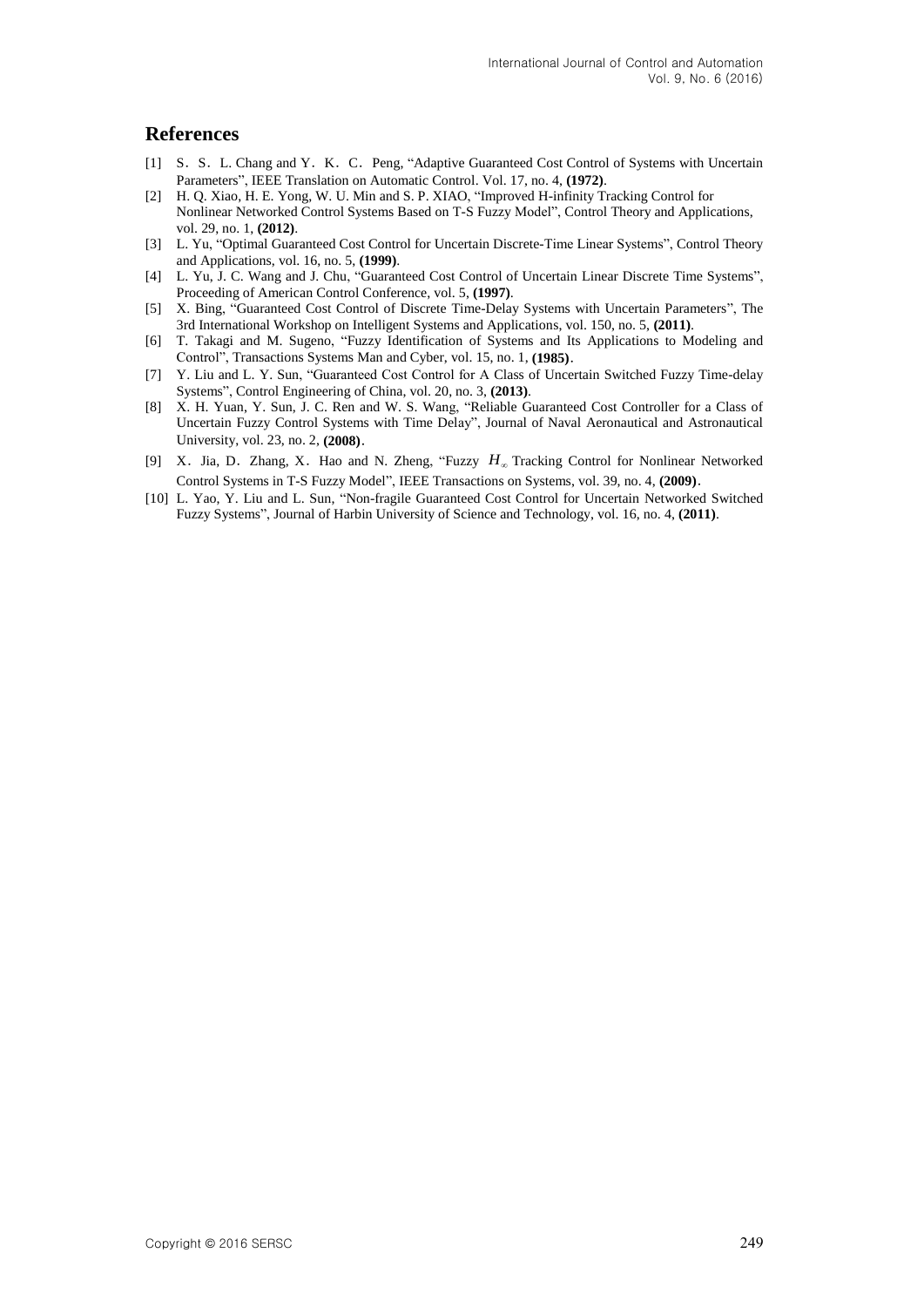## References

[1] S．S．L. Chang and Y．K．C．Peng, "Adaptive Guaranteed Cost Control of Systems with Uncertain Parameters", IEEE Translation on Automatic Control. Vol. 17, no. 4, **(1972)**.

[2] H. Q. Xiao, H. E. Yong, W. U. Min and S. P. XIAO, "Improved H-infinity Tracking Control for Nonlinear Networked Control Systems Based on T-S Fuzzy Model", Control Theory and Applications, vol. 29, no. 1, **(2012)**.

[3] L. Yu, "Optimal Guaranteed Cost Control for Uncertain Discrete-Time Linear Systems", Control Theory and Applications, vol. 16, no. 5, **(1999)**.

[4] L. Yu, J. C. Wang and J. Chu, "Guaranteed Cost Control of Uncertain Linear Discrete Time Systems", Proceeding of American Control Conference, vol. 5, **(1997)**.

[5] X. Bing, "Guaranteed Cost Control of Discrete Time-Delay Systems with Uncertain Parameters", The 3rd International Workshop on Intelligent Systems and Applications, vol. 150, no. 5, **(2011)**.

[6] T. Takagi and M. Sugeno, "Fuzzy Identification of Systems and Its Applications to Modeling and Control", Transactions Systems Man and Cyber, vol. 15, no. 1, **(1985)**.

[7] Y. Liu and L. Y. Sun, "Guaranteed Cost Control for A Class of Uncertain Switched Fuzzy Time-delay Systems", Control Engineering of China, vol. 20, no. 3, **(2013)**.

[8] X. H. Yuan, Y. Sun, J. C. Ren and W. S. Wang, "Reliable Guaranteed Cost Controller for a Class of Uncertain Fuzzy Control Systems with Time Delay", Journal of Naval Aeronautical and Astronautical University, vol. 23, no. 2, **(2008)**.

[9] X．Jia, D．Zhang, X．Hao and N. Zheng, "Fuzzy $H_\infty$ Tracking Control for Nonlinear Networked Control Systems in T-S Fuzzy Model", IEEE Transactions on Systems, vol. 39, no. 4, **(2009)**.

[10] L. Yao, Y. Liu and L. Sun, "Non-fragile Guaranteed Cost Control for Uncertain Networked Switched Fuzzy Systems", Journal of Harbin University of Science and Technology, vol. 16, no. 4, **(2011)**.